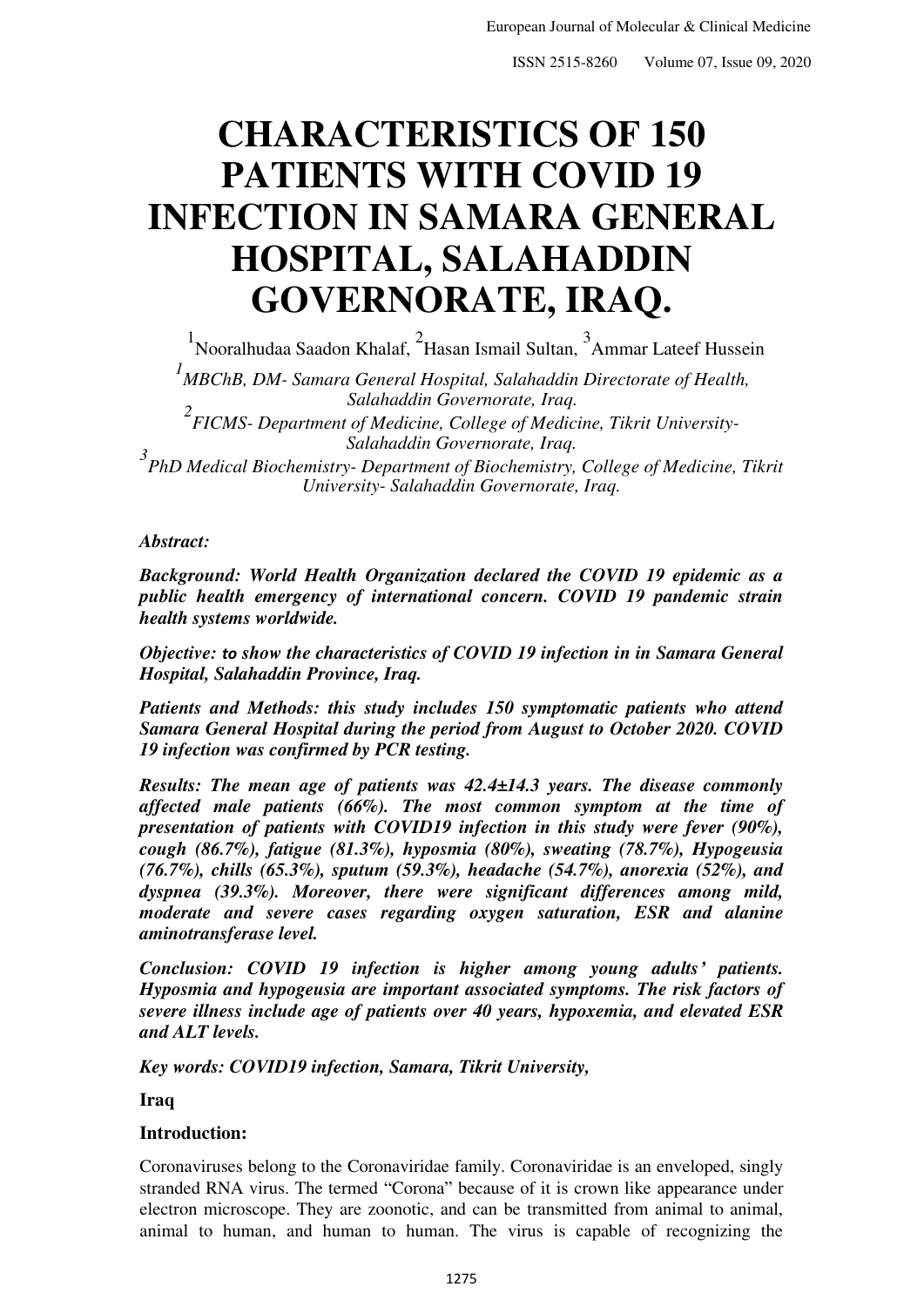# CHARACTERISTICS OF 150 PATIENTS WITH COVID 19 INFECTION IN SAMARA GENERAL HOSPITAL, SALAHADDIN GOVERNORATE, IRAQ.

[1]Nooralhudaa Saadon Khalaf, [2]Hasan Ismail Sultan, [3]Ammar Lateef Hussein

*[1]MBChB, DM- Samara General Hospital, Salahaddin Directorate of Health, Salahaddin Governorate, Iraq.*

*[2]FICMS- Department of Medicine, College of Medicine, Tikrit University- Salahaddin Governorate, Iraq.*

*[3]PhD Medical Biochemistry- Department of Biochemistry, College of Medicine, Tikrit University- Salahaddin Governorate, Iraq.*

***Abstract:***

***Background: World Health Organization declared the COVID 19 epidemic as a public health emergency of international concern. COVID 19 pandemic strain health systems worldwide.***

***Objective: to show the characteristics of COVID 19 infection in in Samara General Hospital, Salahaddin Province, Iraq.***

***Patients and Methods: this study includes 150 symptomatic patients who attend Samara General Hospital during the period from August to October 2020. COVID 19 infection was confirmed by PCR testing.***

***Results: The mean age of patients was 42.4±14.3 years. The disease commonly affected male patients (66%). The most common symptom at the time of presentation of patients with COVID19 infection in this study were fever (90%), cough (86.7%), fatigue (81.3%), hyposmia (80%), sweating (78.7%), Hypogeusia (76.7%), chills (65.3%), sputum (59.3%), headache (54.7%), anorexia (52%), and dyspnea (39.3%). Moreover, there were significant differences among mild, moderate and severe cases regarding oxygen saturation, ESR and alanine aminotransferase level.***

***Conclusion: COVID 19 infection is higher among young adults' patients. Hyposmia and hypogeusia are important associated symptoms. The risk factors of severe illness include age of patients over 40 years, hypoxemia, and elevated ESR and ALT levels.***

***Key words: COVID19 infection, Samara, Tikrit University,***

**Iraq**

**Introduction:**

Coronaviruses belong to the Coronaviridae family. Coronaviridae is an enveloped, singly stranded RNA virus. The termed "Corona" because of it is crown like appearance under electron microscope. They are zoonotic, and can be transmitted from animal to animal, animal to human, and human to human. The virus is capable of recognizing the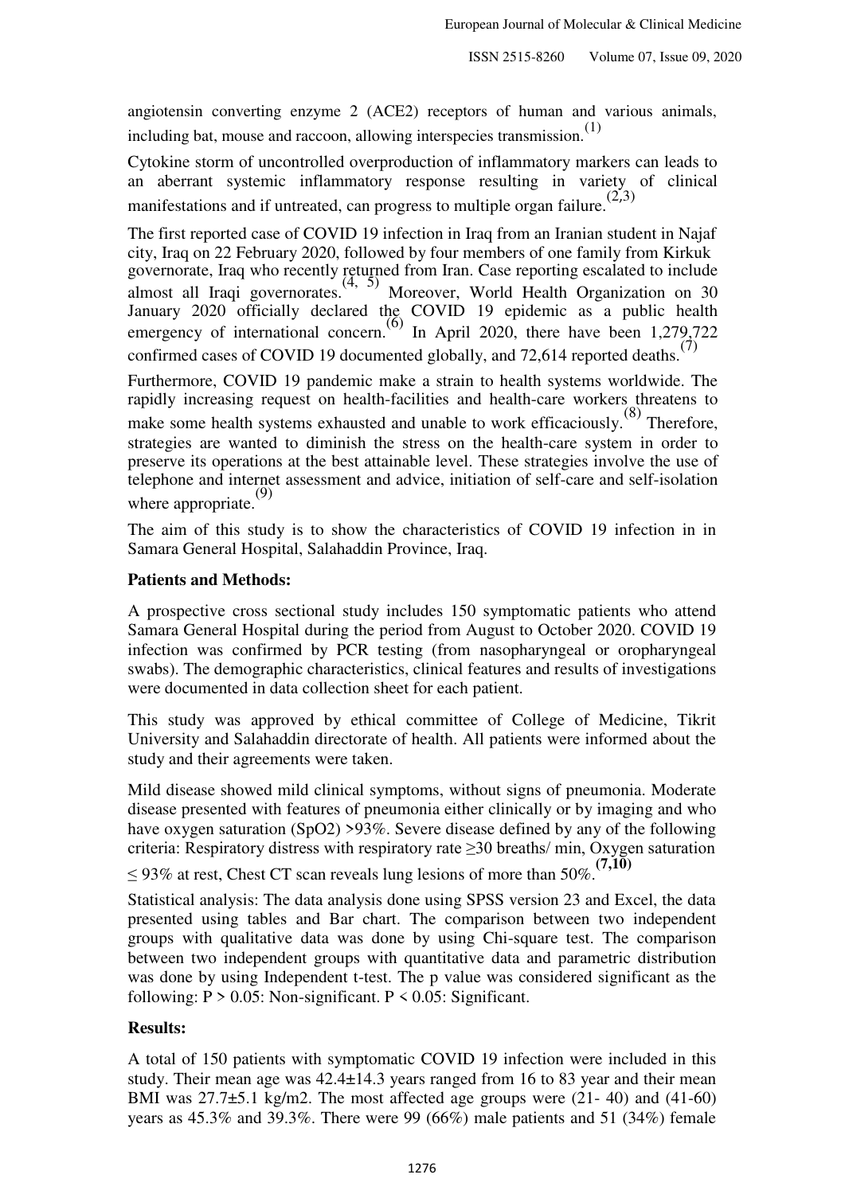angiotensin converting enzyme 2 (ACE2) receptors of human and various animals, including bat, mouse and raccoon, allowing interspecies transmission.[1]

Cytokine storm of uncontrolled overproduction of inflammatory markers can leads to an aberrant systemic inflammatory response resulting in variety of clinical manifestations and if untreated, can progress to multiple organ failure.[2,3]

The first reported case of COVID 19 infection in Iraq from an Iranian student in Najaf city, Iraq on 22 February 2020, followed by four members of one family from Kirkuk governorate, Iraq who recently returned from Iran. Case reporting escalated to include almost all Iraqi governorates.[4, 5] Moreover, World Health Organization on 30 January 2020 officially declared the COVID 19 epidemic as a public health emergency of international concern.[6] In April 2020, there have been 1,279,722 confirmed cases of COVID 19 documented globally, and 72,614 reported deaths.[7]

Furthermore, COVID 19 pandemic make a strain to health systems worldwide. The rapidly increasing request on health-facilities and health-care workers threatens to make some health systems exhausted and unable to work efficaciously.[8] Therefore, strategies are wanted to diminish the stress on the health-care system in order to preserve its operations at the best attainable level. These strategies involve the use of telephone and internet assessment and advice, initiation of self-care and self-isolation where appropriate.[9]

The aim of this study is to show the characteristics of COVID 19 infection in in Samara General Hospital, Salahaddin Province, Iraq.

**Patients and Methods:**

A prospective cross sectional study includes 150 symptomatic patients who attend Samara General Hospital during the period from August to October 2020. COVID 19 infection was confirmed by PCR testing (from nasopharyngeal or oropharyngeal swabs). The demographic characteristics, clinical features and results of investigations were documented in data collection sheet for each patient.

This study was approved by ethical committee of College of Medicine, Tikrit University and Salahaddin directorate of health. All patients were informed about the study and their agreements were taken.

Mild disease showed mild clinical symptoms, without signs of pneumonia. Moderate disease presented with features of pneumonia either clinically or by imaging and who have oxygen saturation ($SpO_2$) >93%. Severe disease defined by any of the following criteria: Respiratory distress with respiratory rate ≥30 breaths/ min, Oxygen saturation ≤ 93% at rest, Chest CT scan reveals lung lesions of more than 50%.[7,10]

Statistical analysis: The data analysis done using SPSS version 23 and Excel, the data presented using tables and Bar chart. The comparison between two independent groups with qualitative data was done by using Chi-square test. The comparison between two independent groups with quantitative data and parametric distribution was done by using Independent t-test. The p value was considered significant as the following: $P > 0.05$: Non-significant. $P < 0.05$: Significant.

**Results:**

A total of 150 patients with symptomatic COVID 19 infection were included in this study. Their mean age was 42.4±14.3 years ranged from 16 to 83 year and their mean BMI was 27.7±5.1 kg/m2. The most affected age groups were (21- 40) and (41-60) years as 45.3% and 39.3%. There were 99 (66%) male patients and 51 (34%) female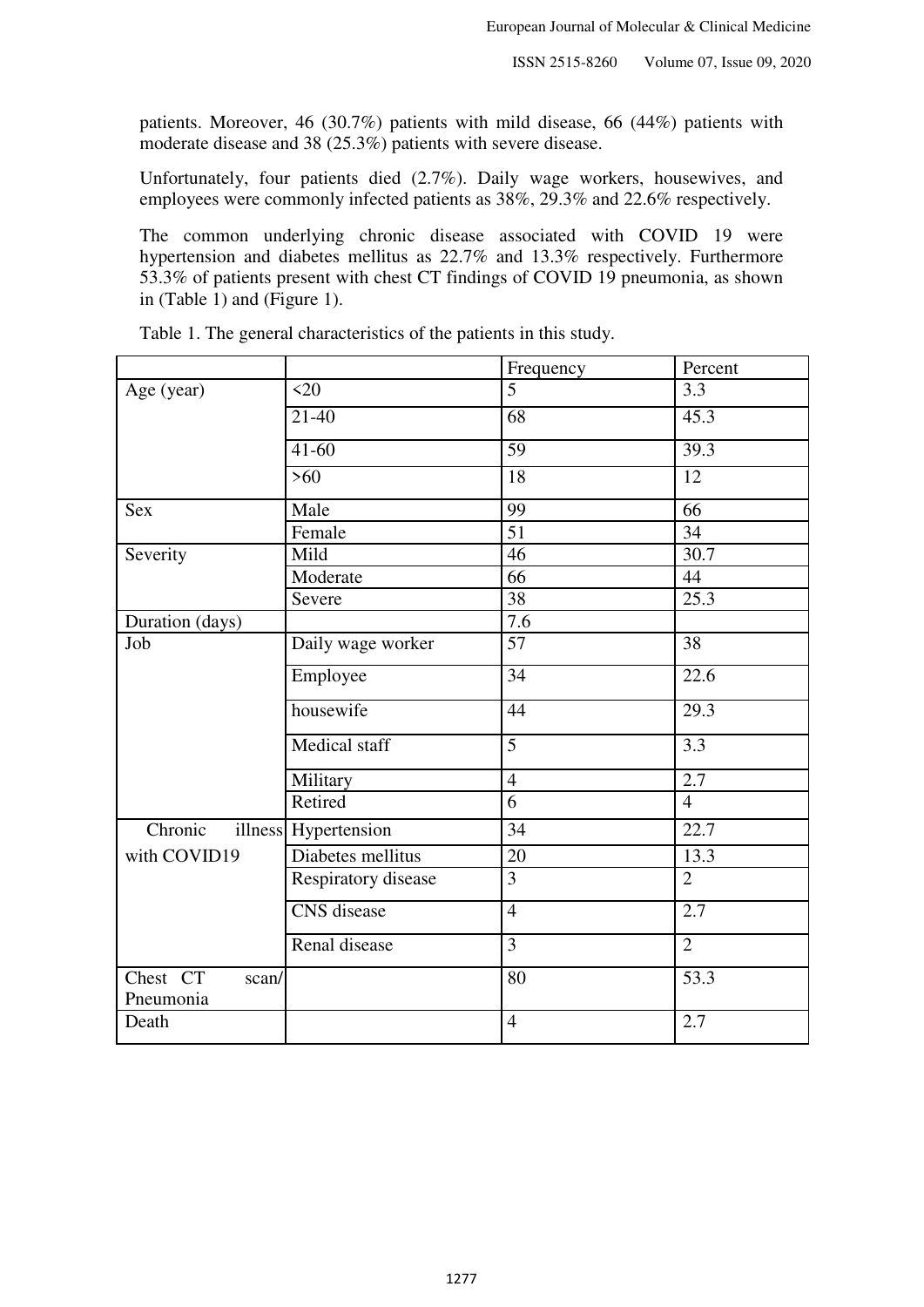patients. Moreover, 46 (30.7%) patients with mild disease, 66 (44%) patients with moderate disease and 38 (25.3%) patients with severe disease.

Unfortunately, four patients died (2.7%). Daily wage workers, housewives, and employees were commonly infected patients as 38%, 29.3% and 22.6% respectively.

The common underlying chronic disease associated with COVID 19 were hypertension and diabetes mellitus as 22.7% and 13.3% respectively. Furthermore 53.3% of patients present with chest CT findings of COVID 19 pneumonia, as shown in (Table 1) and (Figure 1).

Table 1. The general characteristics of the patients in this study.

| | | Frequency | Percent |
|---|---|---|---|
| Age (year) | <20 | 5 | 3.3 |
| | 21-40 | 68 | 45.3 |
| | 41-60 | 59 | 39.3 |
| | >60 | 18 | 12 |
| Sex | Male | 99 | 66 |
| | Female | 51 | 34 |
| Severity | Mild | 46 | 30.7 |
| | Moderate | 66 | 44 |
| | Severe | 38 | 25.3 |
| Duration (days) | | 7.6 | |
| Job | Daily wage worker | 57 | 38 |
| | Employee | 34 | 22.6 |
| | housewife | 44 | 29.3 |
| | Medical staff | 5 | 3.3 |
| | Military | 4 | 2.7 |
| | Retired | 6 | 4 |
| Chronic illness with COVID19 | Hypertension | 34 | 22.7 |
| | Diabetes mellitus | 20 | 13.3 |
| | Respiratory disease | 3 | 2 |
| | CNS disease | 4 | 2.7 |
| | Renal disease | 3 | 2 |
| Chest CT scan/ Pneumonia | | 80 | 53.3 |
| Death | | 4 | 2.7 |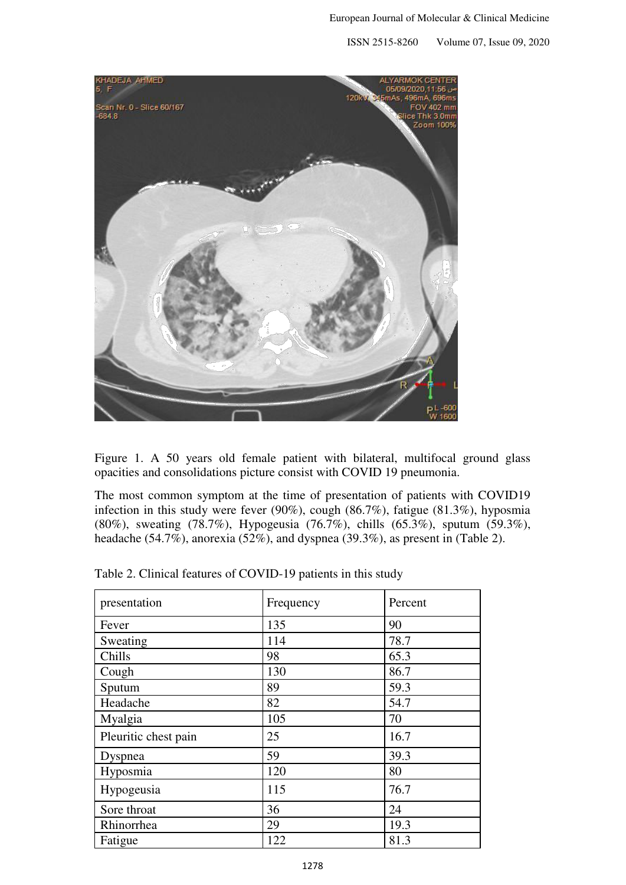Figure 1. A 50 years old female patient with bilateral, multifocal ground glass opacities and consolidations picture consist with COVID 19 pneumonia.

The most common symptom at the time of presentation of patients with COVID19 infection in this study were fever (90%), cough (86.7%), fatigue (81.3%), hyposmia (80%), sweating (78.7%), Hypogeusia (76.7%), chills (65.3%), sputum (59.3%), headache (54.7%), anorexia (52%), and dyspnea (39.3%), as present in (Table 2).

Table 2. Clinical features of COVID-19 patients in this study

| presentation | Frequency | Percent |
|---|---|---|
| Fever | 135 | 90 |
| Sweating | 114 | 78.7 |
| Chills | 98 | 65.3 |
| Cough | 130 | 86.7 |
| Sputum | 89 | 59.3 |
| Headache | 82 | 54.7 |
| Myalgia | 105 | 70 |
| Pleuritic chest pain | 25 | 16.7 |
| Dyspnea | 59 | 39.3 |
| Hyposmia | 120 | 80 |
| Hypogeusia | 115 | 76.7 |
| Sore throat | 36 | 24 |
| Rhinorrhea | 29 | 19.3 |
| Fatigue | 122 | 81.3 |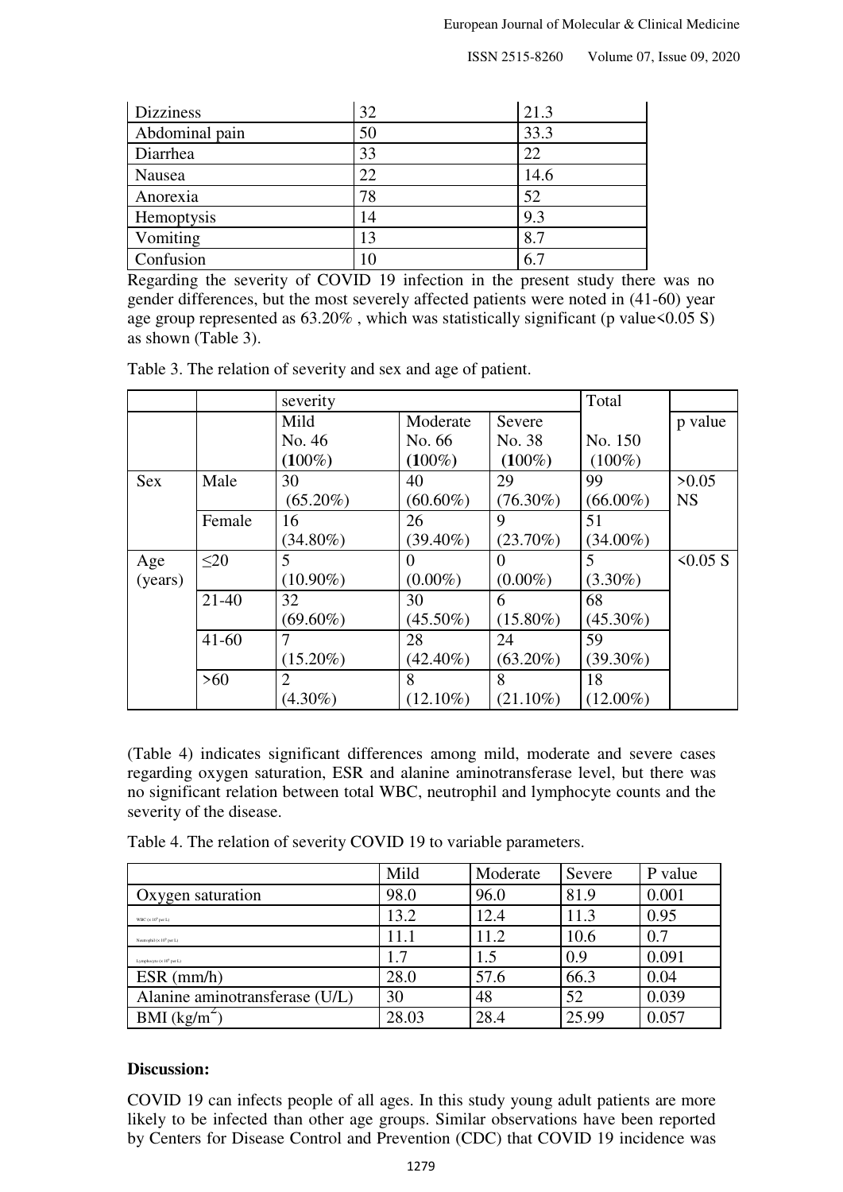| Dizziness | 32 | 21.3 |
|---|---|---|
| Abdominal pain | 50 | 33.3 |
| Diarrhea | 33 | 22 |
| Nausea | 22 | 14.6 |
| Anorexia | 78 | 52 |
| Hemoptysis | 14 | 9.3 |
| Vomiting | 13 | 8.7 |
| Confusion | 10 | 6.7 |

Regarding the severity of COVID 19 infection in the present study there was no gender differences, but the most severely affected patients were noted in (41-60) year age group represented as 63.20% , which was statistically significant (p value<0.05 S) as shown (Table 3).

Table 3. The relation of severity and sex and age of patient.

| | | severity | | | Total | |
|---|---|---|---|---|---|---|
| | | Mild No. 46 (100%) | Moderate No. 66 (100%) | Severe No. 38 (100%) | No. 150 (100%) | p value |
| Sex | Male | 30 (65.20%) | 40 (60.60%) | 29 (76.30%) | 99 (66.00%) | >0.05 NS |
| | Female | 16 (34.80%) | 26 (39.40%) | 9 (23.70%) | 51 (34.00%) | |
| Age (years) | ≤20 | 5 (10.90%) | 0 (0.00%) | 0 (0.00%) | 5 (3.30%) | <0.05 S |
| | 21-40 | 32 (69.60%) | 30 (45.50%) | 6 (15.80%) | 68 (45.30%) | |
| | 41-60 | 7 (15.20%) | 28 (42.40%) | 24 (63.20%) | 59 (39.30%) | |
| | >60 | 2 (4.30%) | 8 (12.10%) | 8 (21.10%) | 18 (12.00%) | |

(Table 4) indicates significant differences among mild, moderate and severe cases regarding oxygen saturation, ESR and alanine aminotransferase level, but there was no significant relation between total WBC, neutrophil and lymphocyte counts and the severity of the disease.

Table 4. The relation of severity COVID 19 to variable parameters.

| | Mild | Moderate | Severe | P value |
|---|---|---|---|---|
| Oxygen saturation | 98.0 | 96.0 | 81.9 | 0.001 |
| WBC ($\times 10^9$ per L) | 13.2 | 12.4 | 11.3 | 0.95 |
| Neutrophil ($\times 10^9$ per L) | 11.1 | 11.2 | 10.6 | 0.7 |
| Lymphocyte ($\times 10^9$ per L) | 1.7 | 1.5 | 0.9 | 0.091 |
| ESR (mm/h) | 28.0 | 57.6 | 66.3 | 0.04 |
| Alanine aminotransferase (U/L) | 30 | 48 | 52 | 0.039 |
| BMI ($kg/m^2$) | 28.03 | 28.4 | 25.99 | 0.057 |

## Discussion:

COVID 19 can infects people of all ages. In this study young adult patients are more likely to be infected than other age groups. Similar observations have been reported by Centers for Disease Control and Prevention (CDC) that COVID 19 incidence was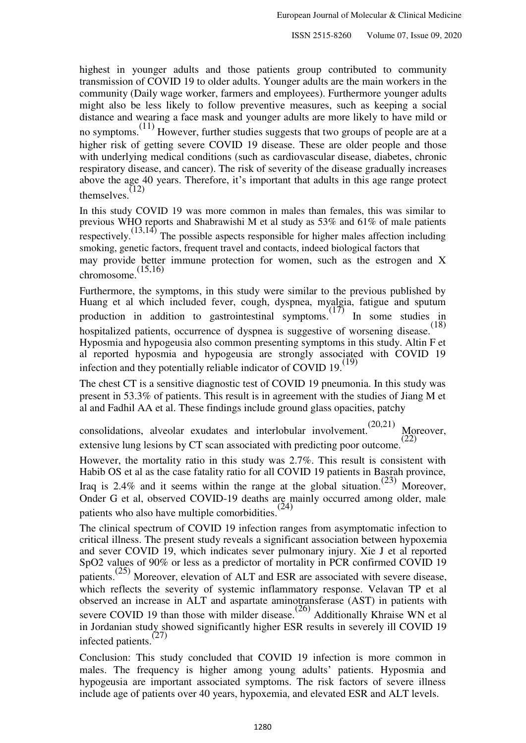highest in younger adults and those patients group contributed to community transmission of COVID 19 to older adults. Younger adults are the main workers in the community (Daily wage worker, farmers and employees). Furthermore younger adults might also be less likely to follow preventive measures, such as keeping a social distance and wearing a face mask and younger adults are more likely to have mild or no symptoms.[11] However, further studies suggests that two groups of people are at a higher risk of getting severe COVID 19 disease. These are older people and those with underlying medical conditions (such as cardiovascular disease, diabetes, chronic respiratory disease, and cancer). The risk of severity of the disease gradually increases above the age 40 years. Therefore, it's important that adults in this age range protect themselves.[12]

In this study COVID 19 was more common in males than females, this was similar to previous WHO reports and Shabrawishi M et al study as 53% and 61% of male patients respectively.[13,14] The possible aspects responsible for higher males affection including smoking, genetic factors, frequent travel and contacts, indeed biological factors that may provide better immune protection for women, such as the estrogen and X chromosome.[15,16]

Furthermore, the symptoms, in this study were similar to the previous published by Huang et al which included fever, cough, dyspnea, myalgia, fatigue and sputum production in addition to gastrointestinal symptoms.[17] In some studies in hospitalized patients, occurrence of dyspnea is suggestive of worsening disease.[18] Hyposmia and hypogeusia also common presenting symptoms in this study. Altin F et al reported hyposmia and hypogeusia are strongly associated with COVID 19 infection and they potentially reliable indicator of COVID 19.[19]

The chest CT is a sensitive diagnostic test of COVID 19 pneumonia. In this study was present in 53.3% of patients. This result is in agreement with the studies of Jiang M et al and Fadhil AA et al. These findings include ground glass opacities, patchy consolidations, alveolar exudates and interlobular involvement.[20,21] Moreover, extensive lung lesions by CT scan associated with predicting poor outcome.[22]

However, the mortality ratio in this study was 2.7%. This result is consistent with Habib OS et al as the case fatality ratio for all COVID 19 patients in Basrah province, Iraq is 2.4% and it seems within the range at the global situation.[23] Moreover, Onder G et al, observed COVID-19 deaths are mainly occurred among older, male patients who also have multiple comorbidities.[24]

The clinical spectrum of COVID 19 infection ranges from asymptomatic infection to critical illness. The present study reveals a significant association between hypoxemia and sever COVID 19, which indicates sever pulmonary injury. Xie J et al reported SpO2 values of 90% or less as a predictor of mortality in PCR confirmed COVID 19 patients.[25] Moreover, elevation of ALT and ESR are associated with severe disease, which reflects the severity of systemic inflammatory response. Velavan TP et al observed an increase in ALT and aspartate aminotransferase (AST) in patients with severe COVID 19 than those with milder disease.[26] Additionally Khraise WN et al in Jordanian study showed significantly higher ESR results in severely ill COVID 19 infected patients.[27]

Conclusion: This study concluded that COVID 19 infection is more common in males. The frequency is higher among young adults' patients. Hyposmia and hypogeusia are important associated symptoms. The risk factors of severe illness include age of patients over 40 years, hypoxemia, and elevated ESR and ALT levels.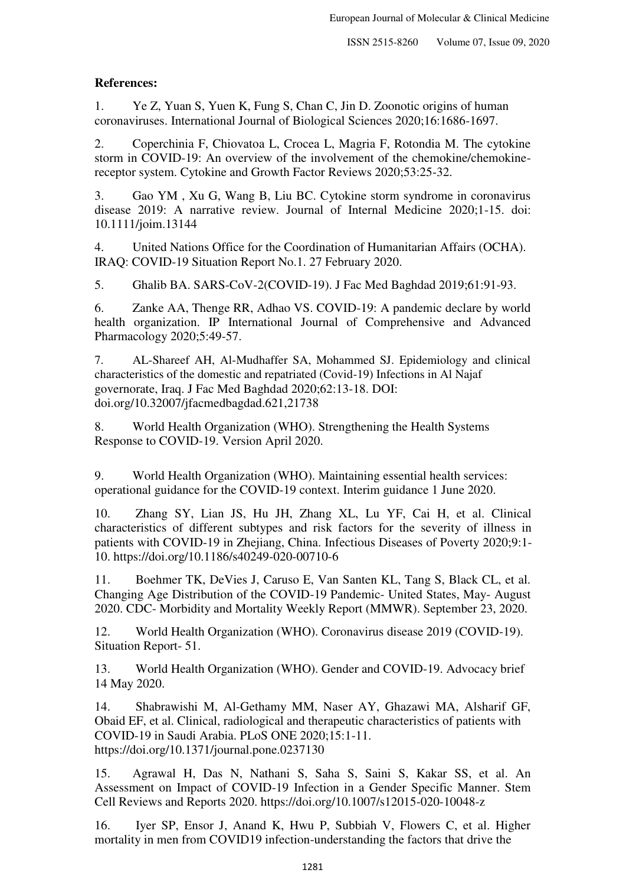**References:**

1. Ye Z, Yuan S, Yuen K, Fung S, Chan C, Jin D. Zoonotic origins of human coronaviruses. International Journal of Biological Sciences 2020;16:1686-1697.

2. Coperchinia F, Chiovatoa L, Crocea L, Magria F, Rotondia M. The cytokine storm in COVID-19: An overview of the involvement of the chemokine/chemokine-receptor system. Cytokine and Growth Factor Reviews 2020;53:25-32.

3. Gao YM , Xu G, Wang B, Liu BC. Cytokine storm syndrome in coronavirus disease 2019: A narrative review. Journal of Internal Medicine 2020;1-15. doi: 10.1111/joim.13144

4. United Nations Office for the Coordination of Humanitarian Affairs (OCHA). IRAQ: COVID-19 Situation Report No.1. 27 February 2020.

5. Ghalib BA. SARS-CoV-2(COVID-19). J Fac Med Baghdad 2019;61:91-93.

6. Zanke AA, Thenge RR, Adhao VS. COVID-19: A pandemic declare by world health organization. IP International Journal of Comprehensive and Advanced Pharmacology 2020;5:49-57.

7. AL-Shareef AH, Al-Mudhaffer SA, Mohammed SJ. Epidemiology and clinical characteristics of the domestic and repatriated (Covid-19) Infections in Al Najaf governorate, Iraq. J Fac Med Baghdad 2020;62:13-18. DOI: doi.org/10.32007/jfacmedbagdad.621,21738

8. World Health Organization (WHO). Strengthening the Health Systems Response to COVID-19. Version April 2020.

9. World Health Organization (WHO). Maintaining essential health services: operational guidance for the COVID-19 context. Interim guidance 1 June 2020.

10. Zhang SY, Lian JS, Hu JH, Zhang XL, Lu YF, Cai H, et al. Clinical characteristics of different subtypes and risk factors for the severity of illness in patients with COVID-19 in Zhejiang, China. Infectious Diseases of Poverty 2020;9:1-10. https://doi.org/10.1186/s40249-020-00710-6

11. Boehmer TK, DeVies J, Caruso E, Van Santen KL, Tang S, Black CL, et al. Changing Age Distribution of the COVID-19 Pandemic- United States, May- August 2020. CDC- Morbidity and Mortality Weekly Report (MMWR). September 23, 2020.

12. World Health Organization (WHO). Coronavirus disease 2019 (COVID-19). Situation Report- 51.

13. World Health Organization (WHO). Gender and COVID-19. Advocacy brief 14 May 2020.

14. Shabrawishi M, Al-Gethamy MM, Naser AY, Ghazawi MA, Alsharif GF, Obaid EF, et al. Clinical, radiological and therapeutic characteristics of patients with COVID-19 in Saudi Arabia. PLoS ONE 2020;15:1-11. https://doi.org/10.1371/journal.pone.0237130

15. Agrawal H, Das N, Nathani S, Saha S, Saini S, Kakar SS, et al. An Assessment on Impact of COVID-19 Infection in a Gender Specific Manner. Stem Cell Reviews and Reports 2020. https://doi.org/10.1007/s12015-020-10048-z

16. Iyer SP, Ensor J, Anand K, Hwu P, Subbiah V, Flowers C, et al. Higher mortality in men from COVID19 infection-understanding the factors that drive the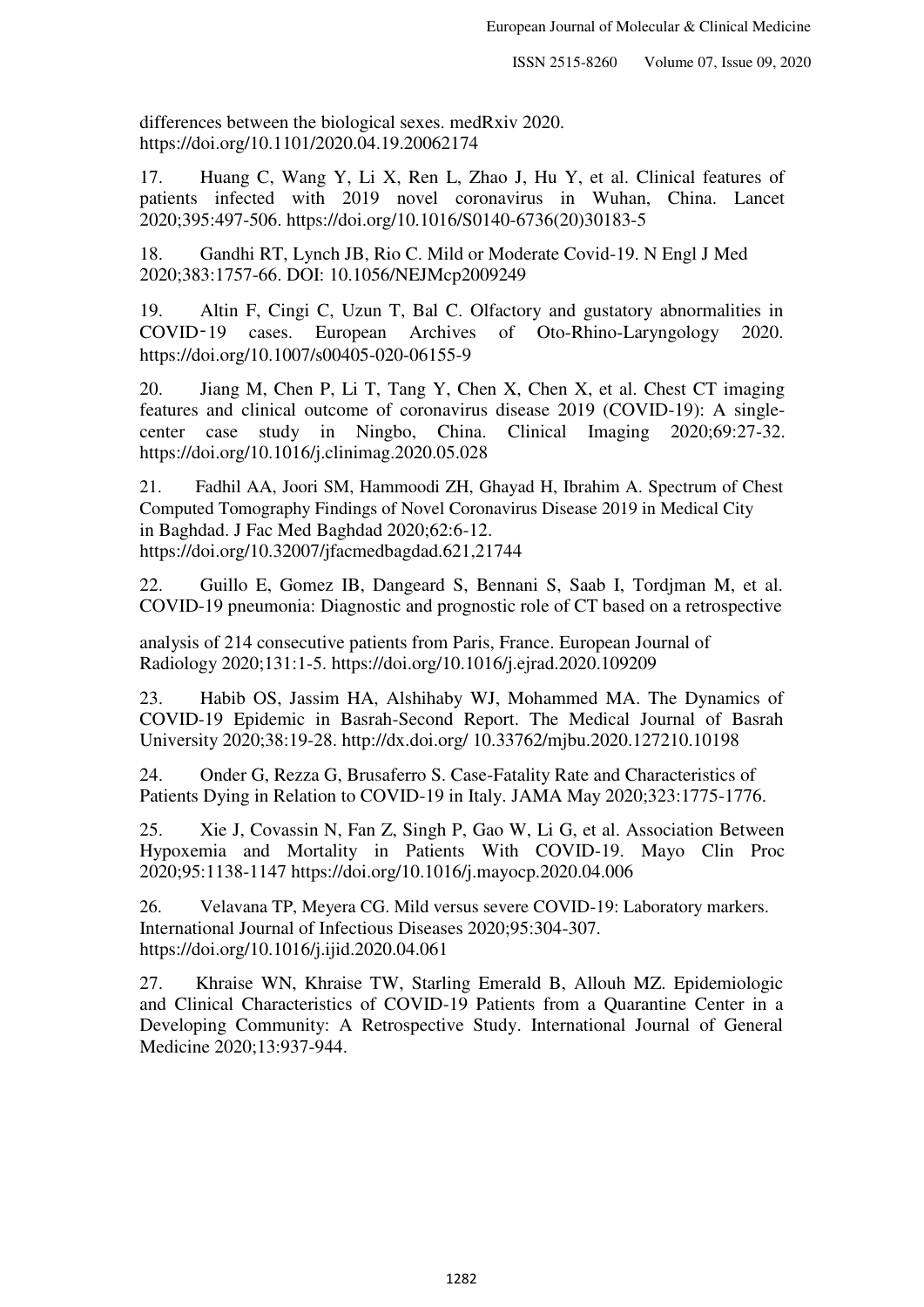differences between the biological sexes. medRxiv 2020. https://doi.org/10.1101/2020.04.19.20062174

17. Huang C, Wang Y, Li X, Ren L, Zhao J, Hu Y, et al. Clinical features of patients infected with 2019 novel coronavirus in Wuhan, China. Lancet 2020;395:497-506. https://doi.org/10.1016/S0140-6736(20)30183-5

18. Gandhi RT, Lynch JB, Rio C. Mild or Moderate Covid-19. N Engl J Med 2020;383:1757-66. DOI: 10.1056/NEJMcp2009249

19. Altin F, Cingi C, Uzun T, Bal C. Olfactory and gustatory abnormalities in COVID‐19 cases. European Archives of Oto-Rhino-Laryngology 2020. https://doi.org/10.1007/s00405-020-06155-9

20. Jiang M, Chen P, Li T, Tang Y, Chen X, Chen X, et al. Chest CT imaging features and clinical outcome of coronavirus disease 2019 (COVID-19): A single-center case study in Ningbo, China. Clinical Imaging 2020;69:27-32. https://doi.org/10.1016/j.clinimag.2020.05.028

21. Fadhil AA, Joori SM, Hammoodi ZH, Ghayad H, Ibrahim A. Spectrum of Chest Computed Tomography Findings of Novel Coronavirus Disease 2019 in Medical City in Baghdad. J Fac Med Baghdad 2020;62:6-12. https://doi.org/10.32007/jfacmedbagdad.621,21744

22. Guillo E, Gomez IB, Dangeard S, Bennani S, Saab I, Tordjman M, et al. COVID-19 pneumonia: Diagnostic and prognostic role of CT based on a retrospective analysis of 214 consecutive patients from Paris, France. European Journal of Radiology 2020;131:1-5. https://doi.org/10.1016/j.ejrad.2020.109209

23. Habib OS, Jassim HA, Alshihaby WJ, Mohammed MA. The Dynamics of COVID-19 Epidemic in Basrah-Second Report. The Medical Journal of Basrah University 2020;38:19-28. http://dx.doi.org/ 10.33762/mjbu.2020.127210.10198

24. Onder G, Rezza G, Brusaferro S. Case-Fatality Rate and Characteristics of Patients Dying in Relation to COVID-19 in Italy. JAMA May 2020;323:1775-1776.

25. Xie J, Covassin N, Fan Z, Singh P, Gao W, Li G, et al. Association Between Hypoxemia and Mortality in Patients With COVID-19. Mayo Clin Proc 2020;95:1138-1147 https://doi.org/10.1016/j.mayocp.2020.04.006

26. Velavana TP, Meyera CG. Mild versus severe COVID-19: Laboratory markers. International Journal of Infectious Diseases 2020;95:304-307. https://doi.org/10.1016/j.ijid.2020.04.061

27. Khraise WN, Khraise TW, Starling Emerald B, Allouh MZ. Epidemiologic and Clinical Characteristics of COVID-19 Patients from a Quarantine Center in a Developing Community: A Retrospective Study. International Journal of General Medicine 2020;13:937-944.